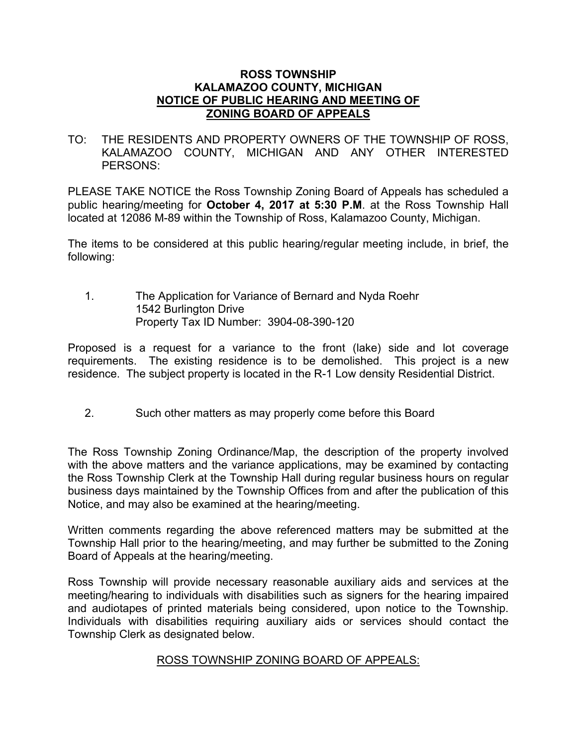**ROSS TOWNSHIP**
**KALAMAZOO COUNTY, MICHIGAN**
**NOTICE OF PUBLIC HEARING AND MEETING OF**
**ZONING BOARD OF APPEALS**

TO: THE RESIDENTS AND PROPERTY OWNERS OF THE TOWNSHIP OF ROSS, KALAMAZOO COUNTY, MICHIGAN AND ANY OTHER INTERESTED PERSONS:

PLEASE TAKE NOTICE the Ross Township Zoning Board of Appeals has scheduled a public hearing/meeting for **October 4, 2017 at 5:30 P.M**. at the Ross Township Hall located at 12086 M-89 within the Township of Ross, Kalamazoo County, Michigan.

The items to be considered at this public hearing/regular meeting include, in brief, the following:

1. The Application for Variance of Bernard and Nyda Roehr
   1542 Burlington Drive
   Property Tax ID Number: 3904-08-390-120

Proposed is a request for a variance to the front (lake) side and lot coverage requirements. The existing residence is to be demolished. This project is a new residence. The subject property is located in the R-1 Low density Residential District.

2. Such other matters as may properly come before this Board

The Ross Township Zoning Ordinance/Map, the description of the property involved with the above matters and the variance applications, may be examined by contacting the Ross Township Clerk at the Township Hall during regular business hours on regular business days maintained by the Township Offices from and after the publication of this Notice, and may also be examined at the hearing/meeting.

Written comments regarding the above referenced matters may be submitted at the Township Hall prior to the hearing/meeting, and may further be submitted to the Zoning Board of Appeals at the hearing/meeting.

Ross Township will provide necessary reasonable auxiliary aids and services at the meeting/hearing to individuals with disabilities such as signers for the hearing impaired and audiotapes of printed materials being considered, upon notice to the Township. Individuals with disabilities requiring auxiliary aids or services should contact the Township Clerk as designated below.

ROSS TOWNSHIP ZONING BOARD OF APPEALS: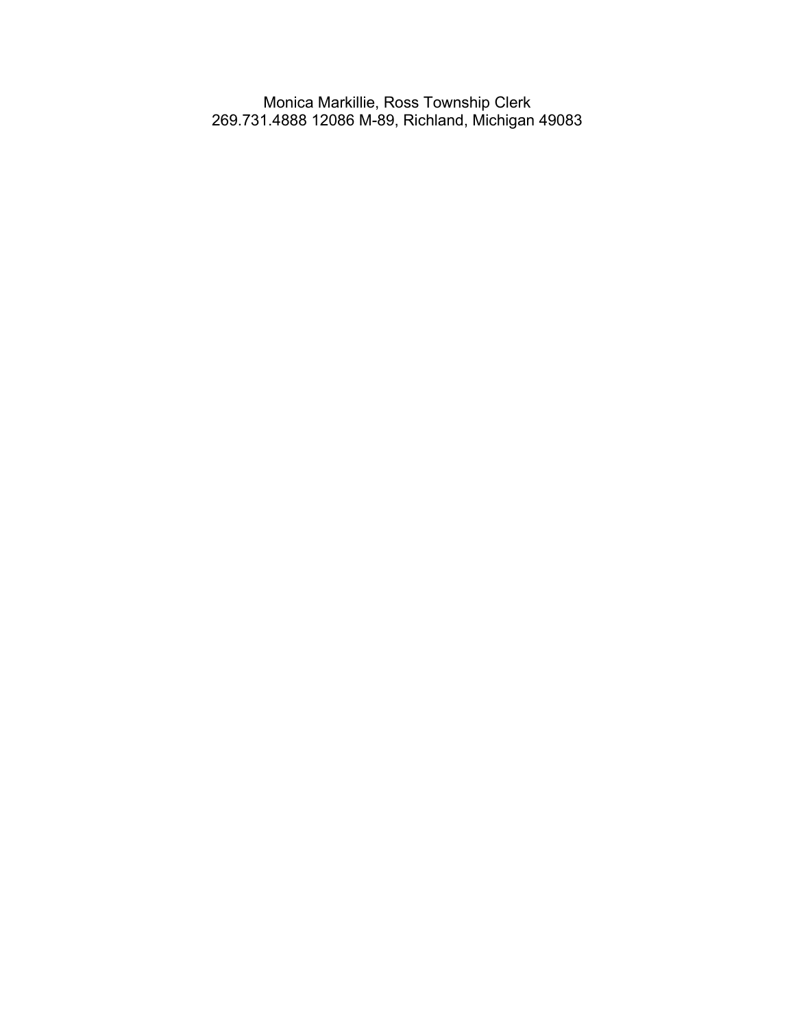Monica Markillie, Ross Township Clerk
269.731.4888 12086 M-89, Richland, Michigan 49083